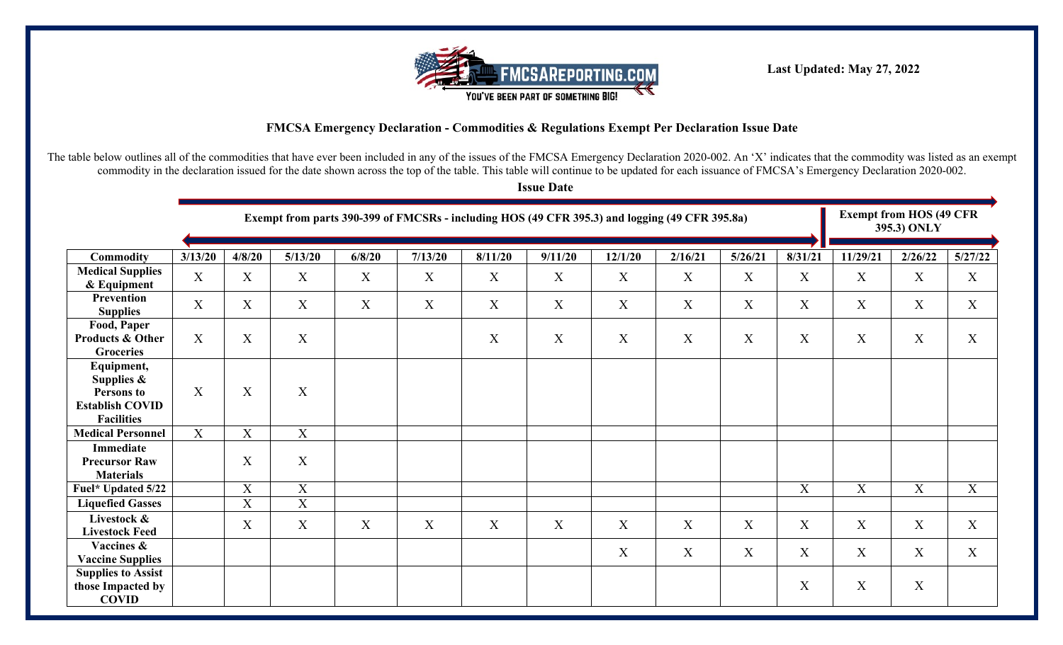**Last Updated: May 27, 2022**

## FMCSA Emergency Declaration - Commodities & Regulations Exempt Per Declaration Issue Date

The table below outlines all of the commodities that have ever been included in any of the issues of the FMCSA Emergency Declaration 2020-002. An 'X' indicates that the commodity was listed as an exempt commodity in the declaration issued for the date shown across the top of the table. This table will continue to be updated for each issuance of FMCSA's Emergency Declaration 2020-002.

**Issue Date**

| | Exempt from parts 390-399 of FMCSRs - including HOS (49 CFR 395.3) and logging (49 CFR 395.8a) | | | | | | | | | | | Exempt from HOS (49 CFR 395.3) ONLY | | |
|---|---|---|---|---|---|---|---|---|---|---|---|---|---|---|
| **Commodity** | **3/13/20** | **4/8/20** | **5/13/20** | **6/8/20** | **7/13/20** | **8/11/20** | **9/11/20** | **12/1/20** | **2/16/21** | **5/26/21** | **8/31/21** | **11/29/21** | **2/26/22** | **5/27/22** |
| **Medical Supplies & Equipment** | X | X | X | X | X | X | X | X | X | X | X | X | X | X |
| **Prevention Supplies** | X | X | X | X | X | X | X | X | X | X | X | X | X | X |
| **Food, Paper Products & Other Groceries** | X | X | X | | | X | X | X | X | X | X | X | X | X |
| **Equipment, Supplies & Persons to Establish COVID Facilities** | X | X | X | | | | | | | | | | | |
| **Medical Personnel** | X | X | X | | | | | | | | | | | |
| **Immediate Precursor Raw Materials** | | X | X | | | | | | | | | | | |
| **Fuel\* Updated 5/22** | | X | X | | | | | | | | X | X | X | X |
| **Liquefied Gasses** | | X | X | | | | | | | | | | | |
| **Livestock & Livestock Feed** | | X | X | X | X | X | X | X | X | X | X | X | X | X |
| **Vaccines & Vaccine Supplies** | | | | | | | | X | X | X | X | X | X | X |
| **Supplies to Assist those Impacted by COVID** | | | | | | | | | | | X | X | X | |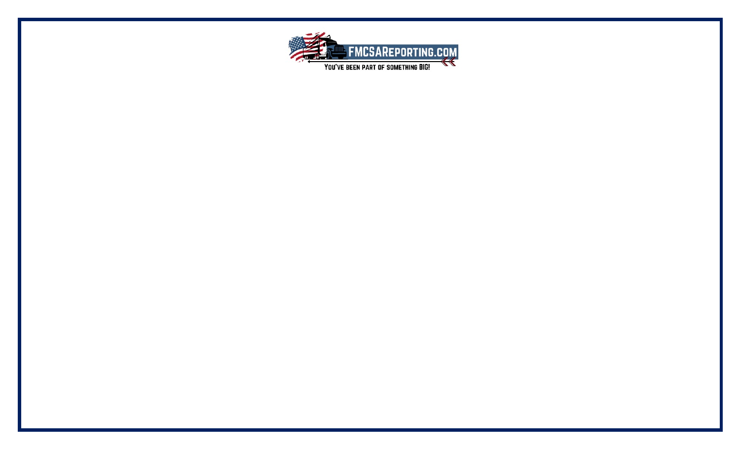FMCSAREPORTING.COM

YOU'VE BEEN PART OF SOMETHING BIG!